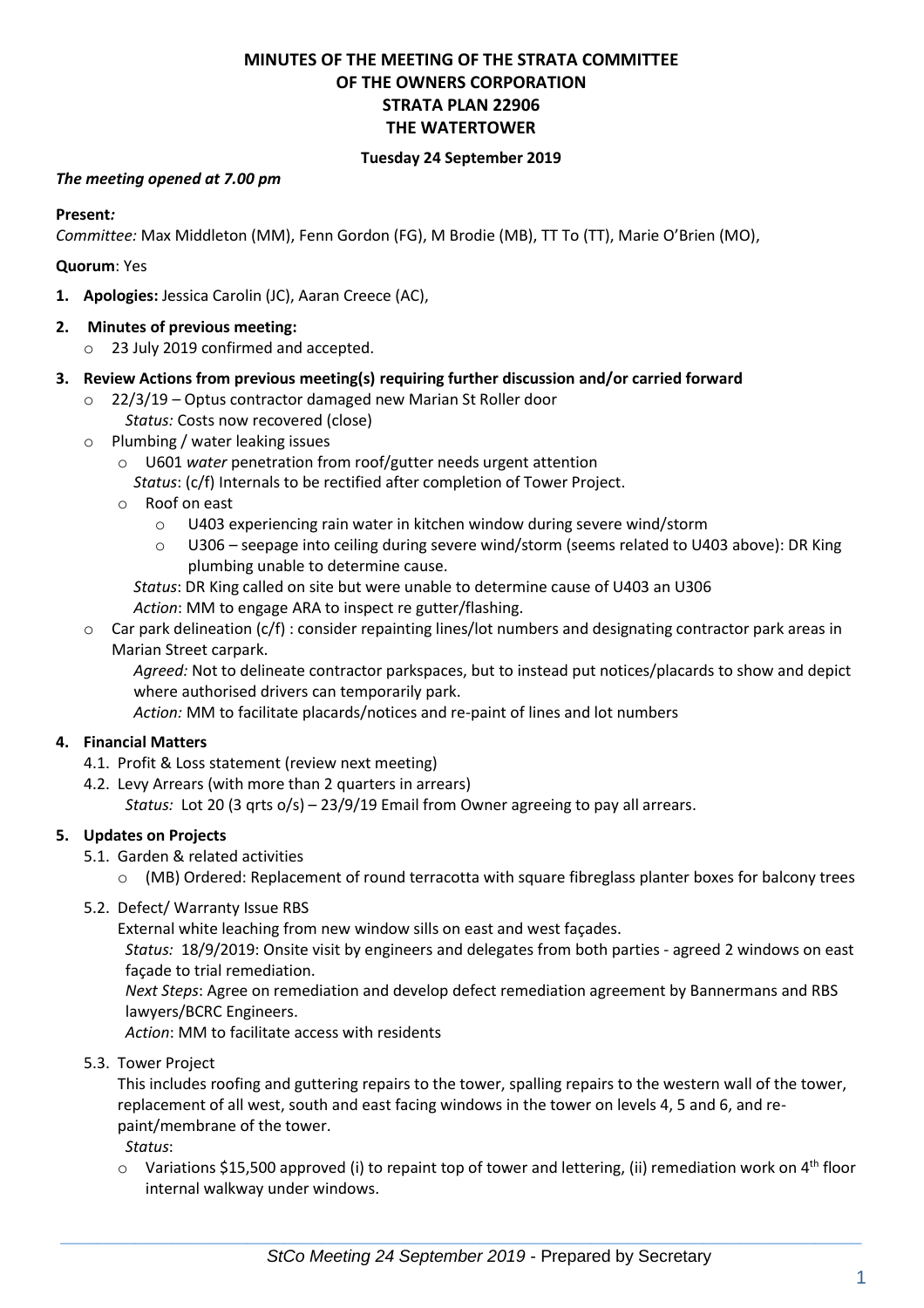# MINUTES OF THE MEETING OF THE STRATA COMMITTEE OF THE OWNERS CORPORATION STRATA PLAN 22906 THE WATERTOWER

**Tuesday 24 September 2019**

***The meeting opened at 7.00 pm***

**Present*:***
*Committee:* Max Middleton (MM), Fenn Gordon (FG), M Brodie (MB), TT To (TT), Marie O'Brien (MO),

**Quorum**: Yes

1. **Apologies:** Jessica Carolin (JC), Aaran Creece (AC),

2. **Minutes of previous meeting:**
   - 23 July 2019 confirmed and accepted.

3. **Review Actions from previous meeting(s) requiring further discussion and/or carried forward**
   - 22/3/19 – Optus contractor damaged new Marian St Roller door
     *Status:* Costs now recovered (close)
   - Plumbing / water leaking issues
     - U601 *water* penetration from roof/gutter needs urgent attention
       *Status*: (c/f) Internals to be rectified after completion of Tower Project.
     - Roof on east
       - U403 experiencing rain water in kitchen window during severe wind/storm
       - U306 – seepage into ceiling during severe wind/storm (seems related to U403 above): DR King plumbing unable to determine cause.

       *Status*: DR King called on site but were unable to determine cause of U403 an U306
       *Action*: MM to engage ARA to inspect re gutter/flashing.
   - Car park delineation (c/f) : consider repainting lines/lot numbers and designating contractor park areas in Marian Street carpark.
     *Agreed:* Not to delineate contractor parkspaces, but to instead put notices/placards to show and depict where authorised drivers can temporarily park.
     *Action:* MM to facilitate placards/notices and re-paint of lines and lot numbers

4. **Financial Matters**
   - 4.1. Profit & Loss statement (review next meeting)
   - 4.2. Levy Arrears (with more than 2 quarters in arrears)
     *Status:* Lot 20 (3 qrts o/s) – 23/9/19 Email from Owner agreeing to pay all arrears.

5. **Updates on Projects**
   - 5.1. Garden & related activities
     - (MB) Ordered: Replacement of round terracotta with square fibreglass planter boxes for balcony trees
   - 5.2. Defect/ Warranty Issue RBS
     External white leaching from new window sills on east and west façades.
     *Status:* 18/9/2019: Onsite visit by engineers and delegates from both parties - agreed 2 windows on east façade to trial remediation.
     *Next Steps*: Agree on remediation and develop defect remediation agreement by Bannermans and RBS lawyers/BCRC Engineers.
     *Action*: MM to facilitate access with residents
   - 5.3. Tower Project
     This includes roofing and guttering repairs to the tower, spalling repairs to the western wall of the tower, replacement of all west, south and east facing windows in the tower on levels 4, 5 and 6, and re-paint/membrane of the tower.
     *Status*:
     - Variations $15,500 approved (i) to repaint top of tower and lettering, (ii) remediation work on 4th floor internal walkway under windows.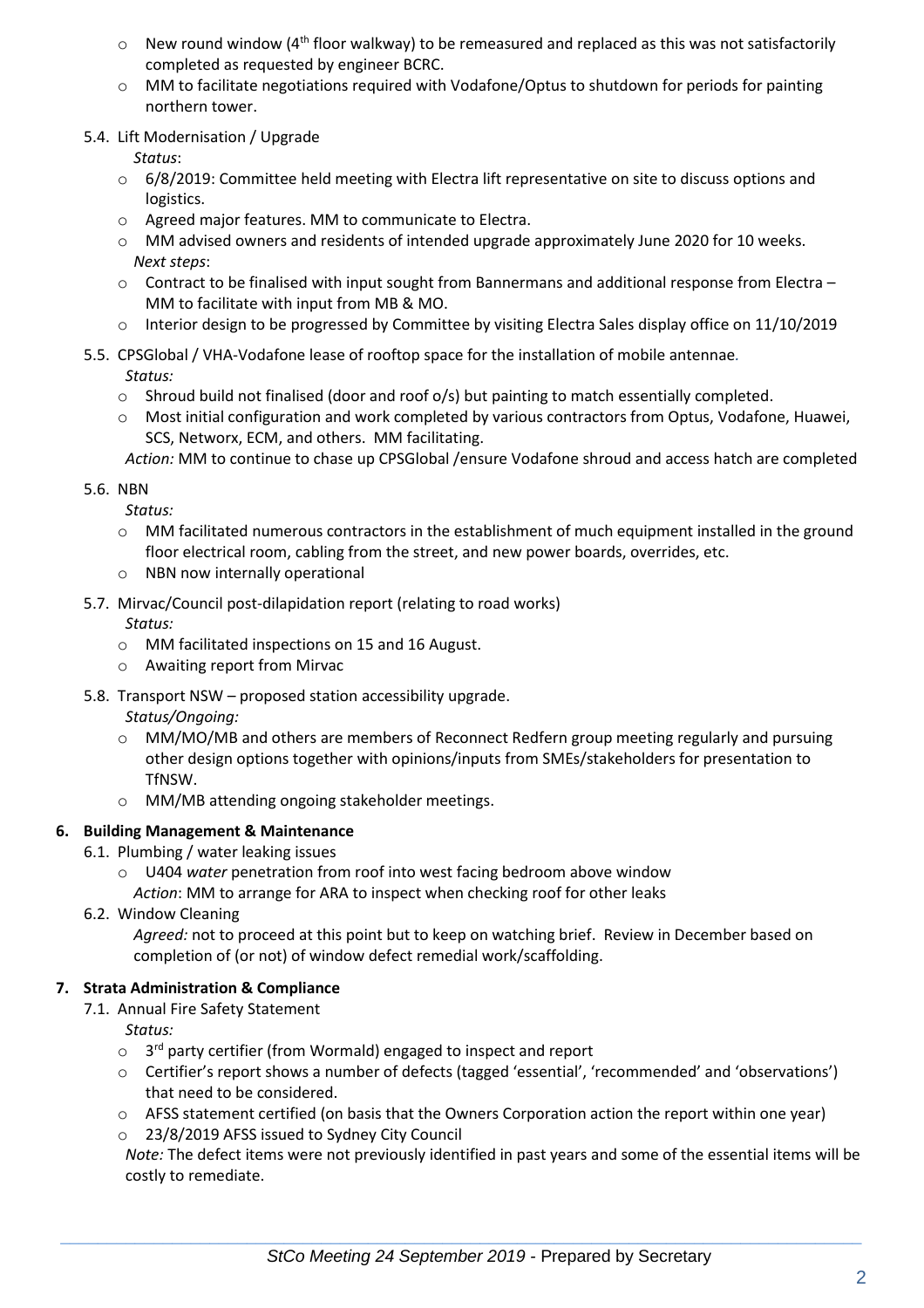- New round window (4th floor walkway) to be remeasured and replaced as this was not satisfactorily completed as requested by engineer BCRC.
- MM to facilitate negotiations required with Vodafone/Optus to shutdown for periods for painting northern tower.

5.4. Lift Modernisation / Upgrade

*Status*:

- 6/8/2019: Committee held meeting with Electra lift representative on site to discuss options and logistics.
- Agreed major features. MM to communicate to Electra.
- MM advised owners and residents of intended upgrade approximately June 2020 for 10 weeks.

*Next steps*:

- Contract to be finalised with input sought from Bannermans and additional response from Electra – MM to facilitate with input from MB & MO.
- Interior design to be progressed by Committee by visiting Electra Sales display office on 11/10/2019

5.5. CPSGlobal / VHA-Vodafone lease of rooftop space for the installation of mobile antennae.

*Status:*

- Shroud build not finalised (door and roof o/s) but painting to match essentially completed.
- Most initial configuration and work completed by various contractors from Optus, Vodafone, Huawei, SCS, Networx, ECM, and others. MM facilitating.

*Action:* MM to continue to chase up CPSGlobal /ensure Vodafone shroud and access hatch are completed

5.6. NBN

*Status:*

- MM facilitated numerous contractors in the establishment of much equipment installed in the ground floor electrical room, cabling from the street, and new power boards, overrides, etc.
- NBN now internally operational

5.7. Mirvac/Council post-dilapidation report (relating to road works)

*Status:*

- MM facilitated inspections on 15 and 16 August.
- Awaiting report from Mirvac

5.8. Transport NSW – proposed station accessibility upgrade.

*Status/Ongoing:*

- MM/MO/MB and others are members of Reconnect Redfern group meeting regularly and pursuing other design options together with opinions/inputs from SMEs/stakeholders for presentation to TfNSW.
- MM/MB attending ongoing stakeholder meetings.

**6. Building Management & Maintenance**

6.1. Plumbing / water leaking issues

- U404 *water* penetration from roof into west facing bedroom above window

*Action*: MM to arrange for ARA to inspect when checking roof for other leaks

6.2. Window Cleaning

*Agreed:* not to proceed at this point but to keep on watching brief. Review in December based on completion of (or not) of window defect remedial work/scaffolding.

**7. Strata Administration & Compliance**

7.1. Annual Fire Safety Statement

*Status:*

- 3rd party certifier (from Wormald) engaged to inspect and report
- Certifier's report shows a number of defects (tagged 'essential', 'recommended' and 'observations') that need to be considered.
- AFSS statement certified (on basis that the Owners Corporation action the report within one year)
- 23/8/2019 AFSS issued to Sydney City Council

*Note:* The defect items were not previously identified in past years and some of the essential items will be costly to remediate.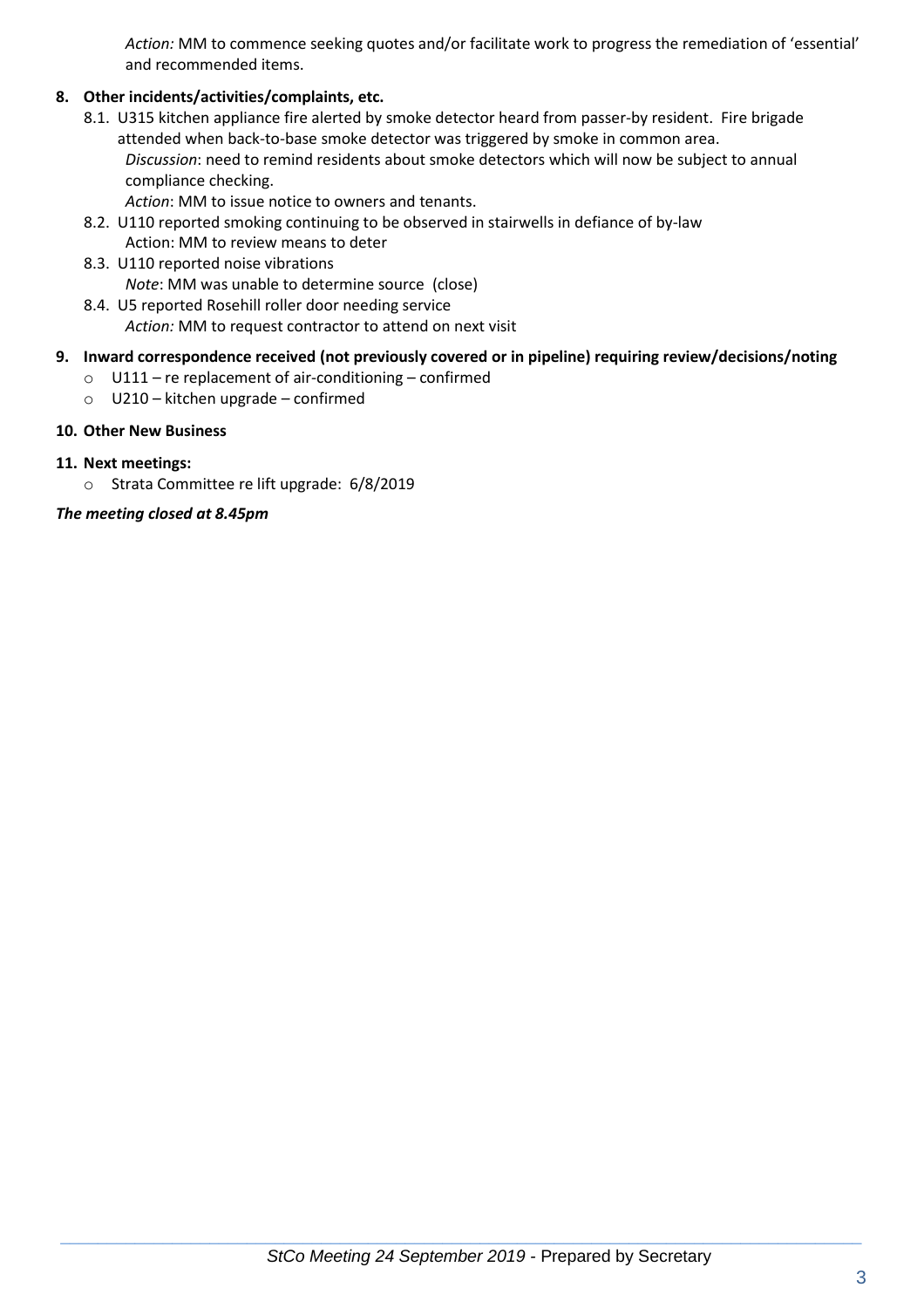*Action:* MM to commence seeking quotes and/or facilitate work to progress the remediation of 'essential' and recommended items.

**8. Other incidents/activities/complaints, etc.**

8.1. U315 kitchen appliance fire alerted by smoke detector heard from passer-by resident. Fire brigade attended when back-to-base smoke detector was triggered by smoke in common area.
*Discussion*: need to remind residents about smoke detectors which will now be subject to annual compliance checking.
*Action*: MM to issue notice to owners and tenants.

8.2. U110 reported smoking continuing to be observed in stairwells in defiance of by-law
Action: MM to review means to deter

8.3. U110 reported noise vibrations
*Note*: MM was unable to determine source (close)

8.4. U5 reported Rosehill roller door needing service
*Action:* MM to request contractor to attend on next visit

**9. Inward correspondence received (not previously covered or in pipeline) requiring review/decisions/noting**

- U111 – re replacement of air-conditioning – confirmed
- U210 – kitchen upgrade – confirmed

**10. Other New Business**

**11. Next meetings:**

- Strata Committee re lift upgrade: 6/8/2019

***The meeting closed at 8.45pm***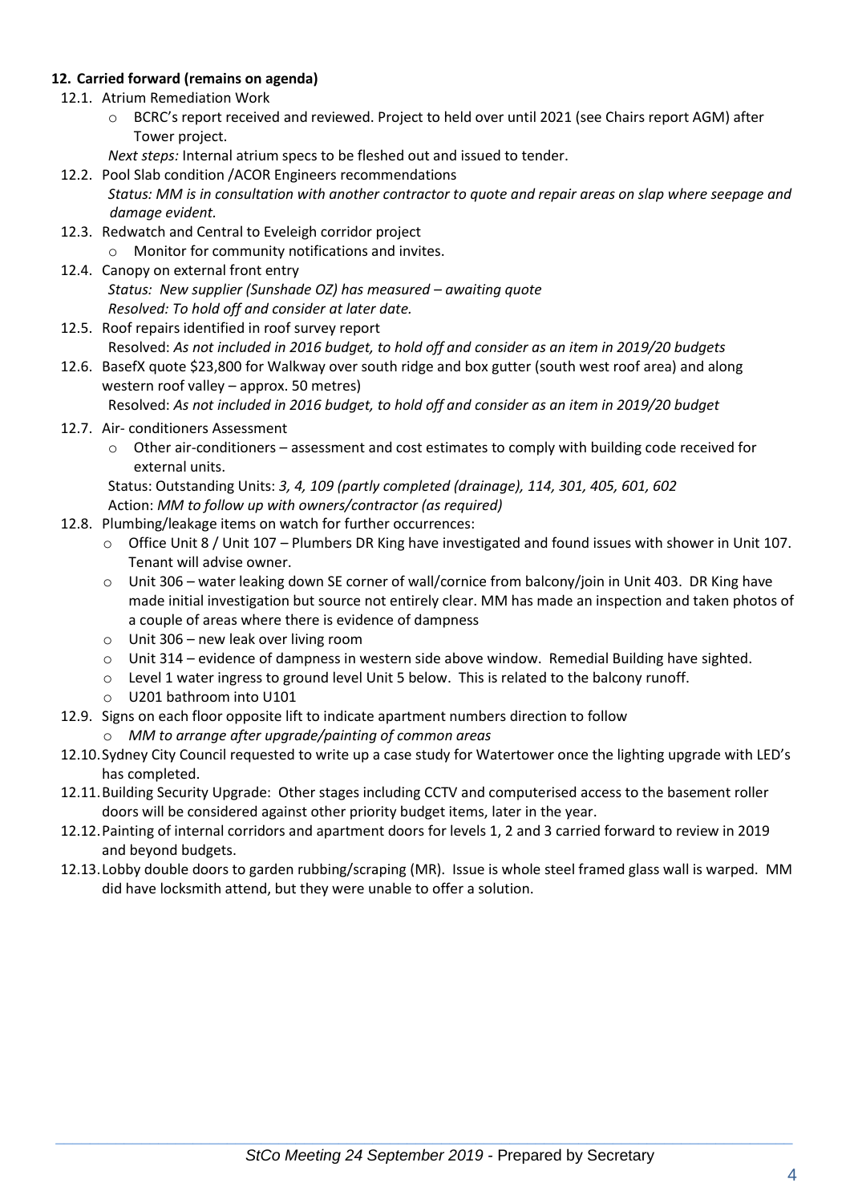**12. Carried forward (remains on agenda)**

12.1. Atrium Remediation Work

- BCRC's report received and reviewed. Project to held over until 2021 (see Chairs report AGM) after Tower project.

*Next steps:* Internal atrium specs to be fleshed out and issued to tender.

12.2. Pool Slab condition /ACOR Engineers recommendations

*Status: MM is in consultation with another contractor to quote and repair areas on slap where seepage and damage evident.*

12.3. Redwatch and Central to Eveleigh corridor project

- Monitor for community notifications and invites.

12.4. Canopy on external front entry

*Status: New supplier (Sunshade OZ) has measured – awaiting quote*

*Resolved: To hold off and consider at later date.*

12.5. Roof repairs identified in roof survey report

Resolved: *As not included in 2016 budget, to hold off and consider as an item in 2019/20 budgets*

12.6. BasefX quote $23,800 for Walkway over south ridge and box gutter (south west roof area) and along western roof valley – approx. 50 metres)

Resolved: *As not included in 2016 budget, to hold off and consider as an item in 2019/20 budget*

12.7. Air- conditioners Assessment

- Other air-conditioners – assessment and cost estimates to comply with building code received for external units.

Status: Outstanding Units: *3, 4, 109 (partly completed (drainage), 114, 301, 405, 601, 602*

Action: *MM to follow up with owners/contractor (as required)*

12.8. Plumbing/leakage items on watch for further occurrences:

- Office Unit 8 / Unit 107 – Plumbers DR King have investigated and found issues with shower in Unit 107. Tenant will advise owner.
- Unit 306 – water leaking down SE corner of wall/cornice from balcony/join in Unit 403. DR King have made initial investigation but source not entirely clear. MM has made an inspection and taken photos of a couple of areas where there is evidence of dampness
- Unit 306 – new leak over living room
- Unit 314 – evidence of dampness in western side above window. Remedial Building have sighted.
- Level 1 water ingress to ground level Unit 5 below. This is related to the balcony runoff.
- U201 bathroom into U101

12.9. Signs on each floor opposite lift to indicate apartment numbers direction to follow

- *MM to arrange after upgrade/painting of common areas*

12.10. Sydney City Council requested to write up a case study for Watertower once the lighting upgrade with LED's has completed.

12.11. Building Security Upgrade: Other stages including CCTV and computerised access to the basement roller doors will be considered against other priority budget items, later in the year.

12.12. Painting of internal corridors and apartment doors for levels 1, 2 and 3 carried forward to review in 2019 and beyond budgets.

12.13. Lobby double doors to garden rubbing/scraping (MR). Issue is whole steel framed glass wall is warped. MM did have locksmith attend, but they were unable to offer a solution.